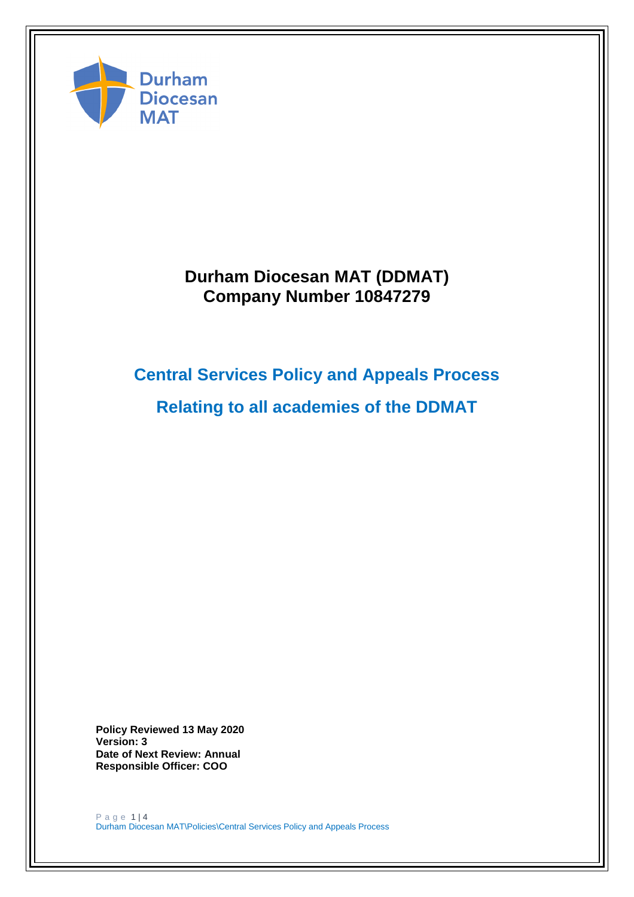Durham Diocesan MAT

# Durham Diocesan MAT (DDMAT)
# Company Number 10847279

## Central Services Policy and Appeals Process

## Relating to all academies of the DDMAT

**Policy Reviewed 13 May 2020**
**Version: 3**
**Date of Next Review: Annual**
**Responsible Officer: COO**

Durham Diocesan MAT\Policies\Central Services Policy and Appeals Process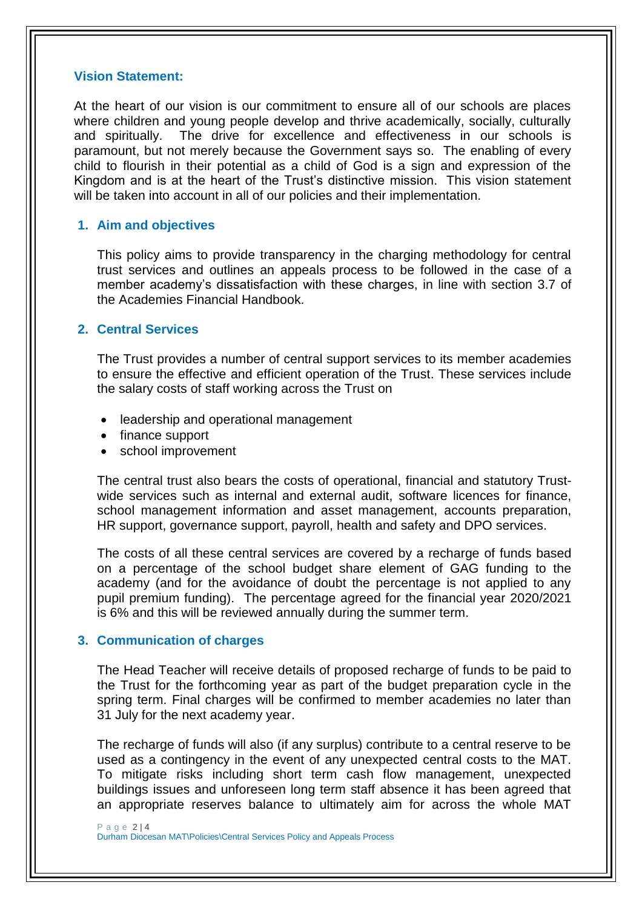## Vision Statement:

At the heart of our vision is our commitment to ensure all of our schools are places where children and young people develop and thrive academically, socially, culturally and spiritually. The drive for excellence and effectiveness in our schools is paramount, but not merely because the Government says so. The enabling of every child to flourish in their potential as a child of God is a sign and expression of the Kingdom and is at the heart of the Trust's distinctive mission. This vision statement will be taken into account in all of our policies and their implementation.

## 1. Aim and objectives

This policy aims to provide transparency in the charging methodology for central trust services and outlines an appeals process to be followed in the case of a member academy's dissatisfaction with these charges, in line with section 3.7 of the Academies Financial Handbook.

## 2. Central Services

The Trust provides a number of central support services to its member academies to ensure the effective and efficient operation of the Trust. These services include the salary costs of staff working across the Trust on

- leadership and operational management
- finance support
- school improvement

The central trust also bears the costs of operational, financial and statutory Trust-wide services such as internal and external audit, software licences for finance, school management information and asset management, accounts preparation, HR support, governance support, payroll, health and safety and DPO services.

The costs of all these central services are covered by a recharge of funds based on a percentage of the school budget share element of GAG funding to the academy (and for the avoidance of doubt the percentage is not applied to any pupil premium funding). The percentage agreed for the financial year 2020/2021 is 6% and this will be reviewed annually during the summer term.

## 3. Communication of charges

The Head Teacher will receive details of proposed recharge of funds to be paid to the Trust for the forthcoming year as part of the budget preparation cycle in the spring term. Final charges will be confirmed to member academies no later than 31 July for the next academy year.

The recharge of funds will also (if any surplus) contribute to a central reserve to be used as a contingency in the event of any unexpected central costs to the MAT. To mitigate risks including short term cash flow management, unexpected buildings issues and unforeseen long term staff absence it has been agreed that an appropriate reserves balance to ultimately aim for across the whole MAT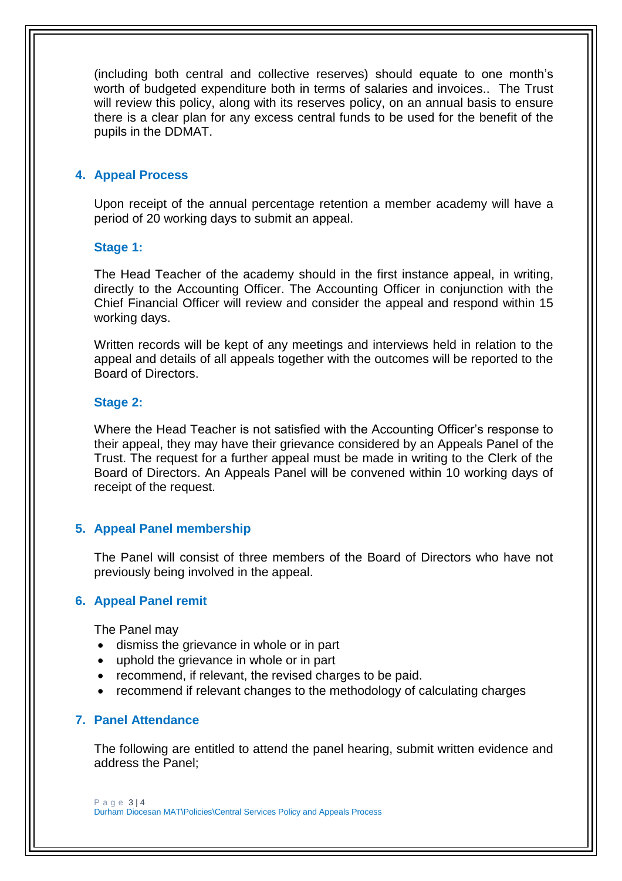(including both central and collective reserves) should equate to one month's worth of budgeted expenditure both in terms of salaries and invoices.. The Trust will review this policy, along with its reserves policy, on an annual basis to ensure there is a clear plan for any excess central funds to be used for the benefit of the pupils in the DDMAT.

## 4. Appeal Process

Upon receipt of the annual percentage retention a member academy will have a period of 20 working days to submit an appeal.

### Stage 1:

The Head Teacher of the academy should in the first instance appeal, in writing, directly to the Accounting Officer. The Accounting Officer in conjunction with the Chief Financial Officer will review and consider the appeal and respond within 15 working days.

Written records will be kept of any meetings and interviews held in relation to the appeal and details of all appeals together with the outcomes will be reported to the Board of Directors.

### Stage 2:

Where the Head Teacher is not satisfied with the Accounting Officer's response to their appeal, they may have their grievance considered by an Appeals Panel of the Trust. The request for a further appeal must be made in writing to the Clerk of the Board of Directors. An Appeals Panel will be convened within 10 working days of receipt of the request.

## 5. Appeal Panel membership

The Panel will consist of three members of the Board of Directors who have not previously being involved in the appeal.

## 6. Appeal Panel remit

The Panel may

- dismiss the grievance in whole or in part
- uphold the grievance in whole or in part
- recommend, if relevant, the revised charges to be paid.
- recommend if relevant changes to the methodology of calculating charges

## 7. Panel Attendance

The following are entitled to attend the panel hearing, submit written evidence and address the Panel;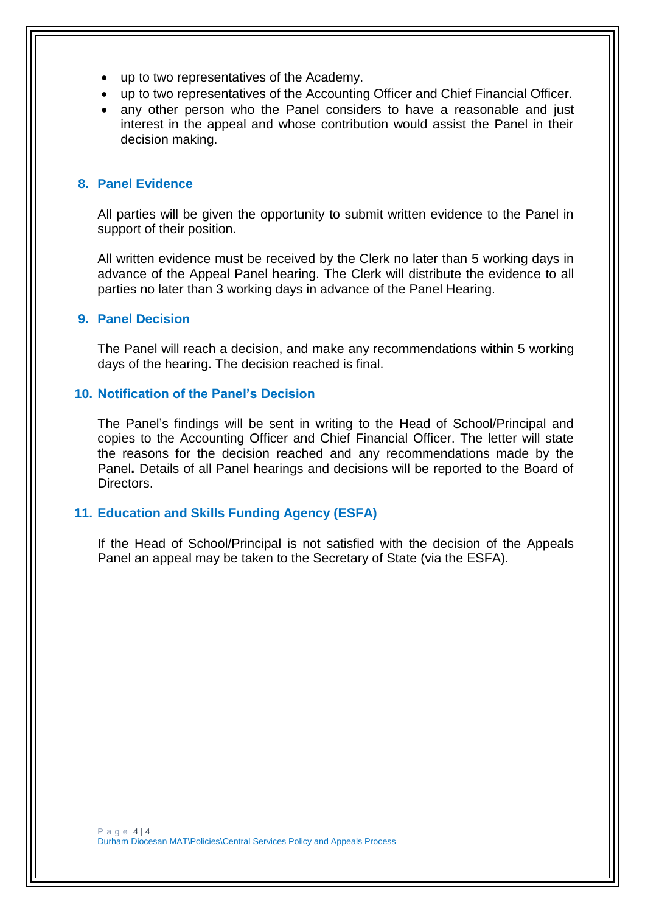- up to two representatives of the Academy.
- up to two representatives of the Accounting Officer and Chief Financial Officer.
- any other person who the Panel considers to have a reasonable and just interest in the appeal and whose contribution would assist the Panel in their decision making.

## 8. Panel Evidence

All parties will be given the opportunity to submit written evidence to the Panel in support of their position.

All written evidence must be received by the Clerk no later than 5 working days in advance of the Appeal Panel hearing. The Clerk will distribute the evidence to all parties no later than 3 working days in advance of the Panel Hearing.

## 9. Panel Decision

The Panel will reach a decision, and make any recommendations within 5 working days of the hearing. The decision reached is final.

## 10. Notification of the Panel's Decision

The Panel's findings will be sent in writing to the Head of School/Principal and copies to the Accounting Officer and Chief Financial Officer. The letter will state the reasons for the decision reached and any recommendations made by the Panel**.** Details of all Panel hearings and decisions will be reported to the Board of Directors.

## 11. Education and Skills Funding Agency (ESFA)

If the Head of School/Principal is not satisfied with the decision of the Appeals Panel an appeal may be taken to the Secretary of State (via the ESFA).